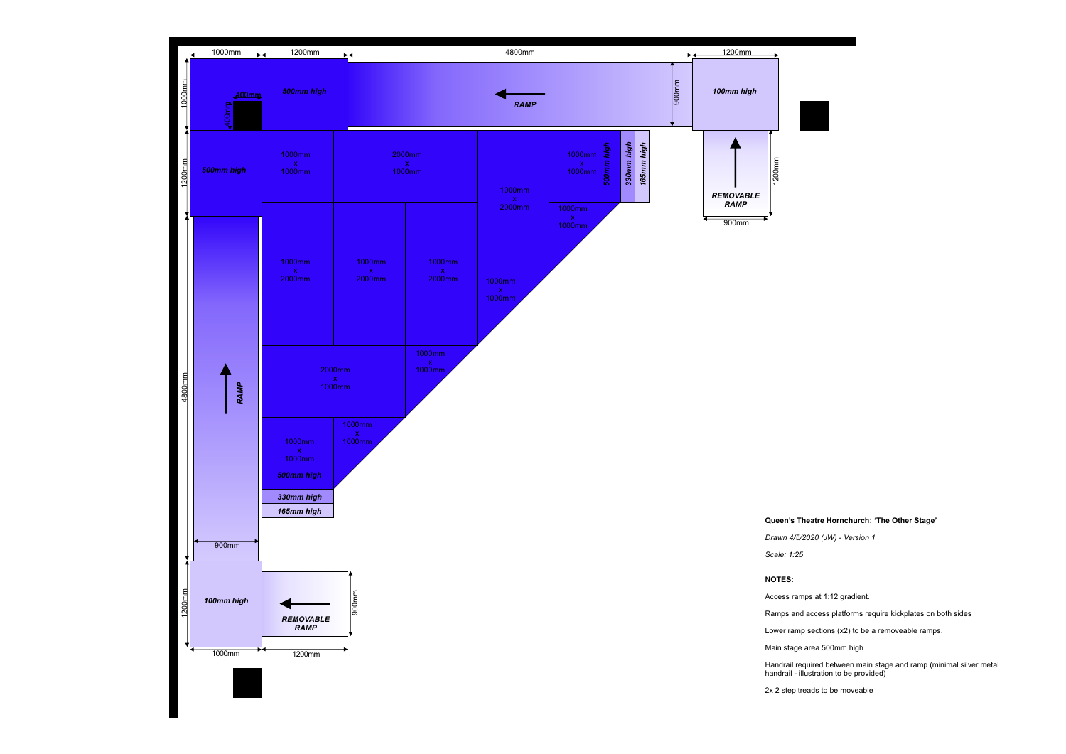1000mm 1200mm 4800mm 1200mm

1000mm 400mm 400mm

*500mm high*

RAMP

900mm

*100mm high*

1200mm

*500mm high*

1000mm x 1000mm

2000mm x 1000mm

1000mm x 2000mm

1000mm x 1000mm

*500mm high* *330mm high* *165mm high*

1000mm x 1000mm

REMOVABLE RAMP

1200mm

900mm

1000mm x 2000mm

1000mm x 2000mm

1000mm x 2000mm

1000mm x 1000mm

4800mm

RAMP

2000mm x 1000mm

1000mm x 1000mm

1000mm x 1000mm

1000mm x 1000mm

*500mm high*

*330mm high*

*165mm high*

900mm

1200mm

*100mm high*

REMOVABLE RAMP

900mm

1000mm 1200mm

**Queen's Theatre Hornchurch: 'The Other Stage'**

*Drawn 4/5/2020 (JW) - Version 1*

*Scale: 1:25*

**NOTES:**

Access ramps at 1:12 gradient.

Ramps and access platforms require kickplates on both sides

Lower ramp sections (x2) to be a removeable ramps.

Main stage area 500mm high

Handrail required between main stage and ramp (minimal silver metal handrail - illustration to be provided)

2x 2 step treads to be moveable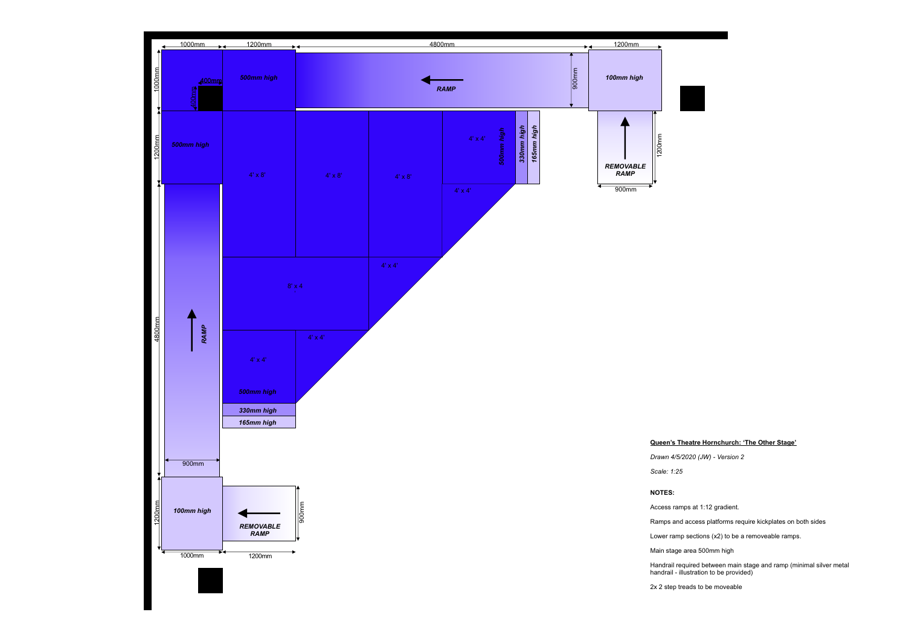1000mm

1200mm

4800mm

1200mm

1000mm

400mm

400mm

500mm high

RAMP

900mm

100mm high

1200mm

500mm high

4' x 8'

4' x 8'

4' x 8'

4' x 4'

500mm high

330mm high

165mm high

REMOVABLE RAMP

1200mm

900mm

4' x 4'

4' x 4'

8' x 4

4800mm

RAMP

4' x 4'

4' x 4'

500mm high

330mm high

165mm high

900mm

1200mm

100mm high

REMOVABLE RAMP

900mm

1000mm

1200mm

**Queen's Theatre Hornchurch: 'The Other Stage'**

*Drawn 4/5/2020 (JW) - Version 2*

*Scale: 1:25*

**NOTES:**

Access ramps at 1:12 gradient.

Ramps and access platforms require kickplates on both sides

Lower ramp sections (x2) to be a removeable ramps.

Main stage area 500mm high

Handrail required between main stage and ramp (minimal silver metal handrail - illustration to be provided)

2x 2 step treads to be moveable